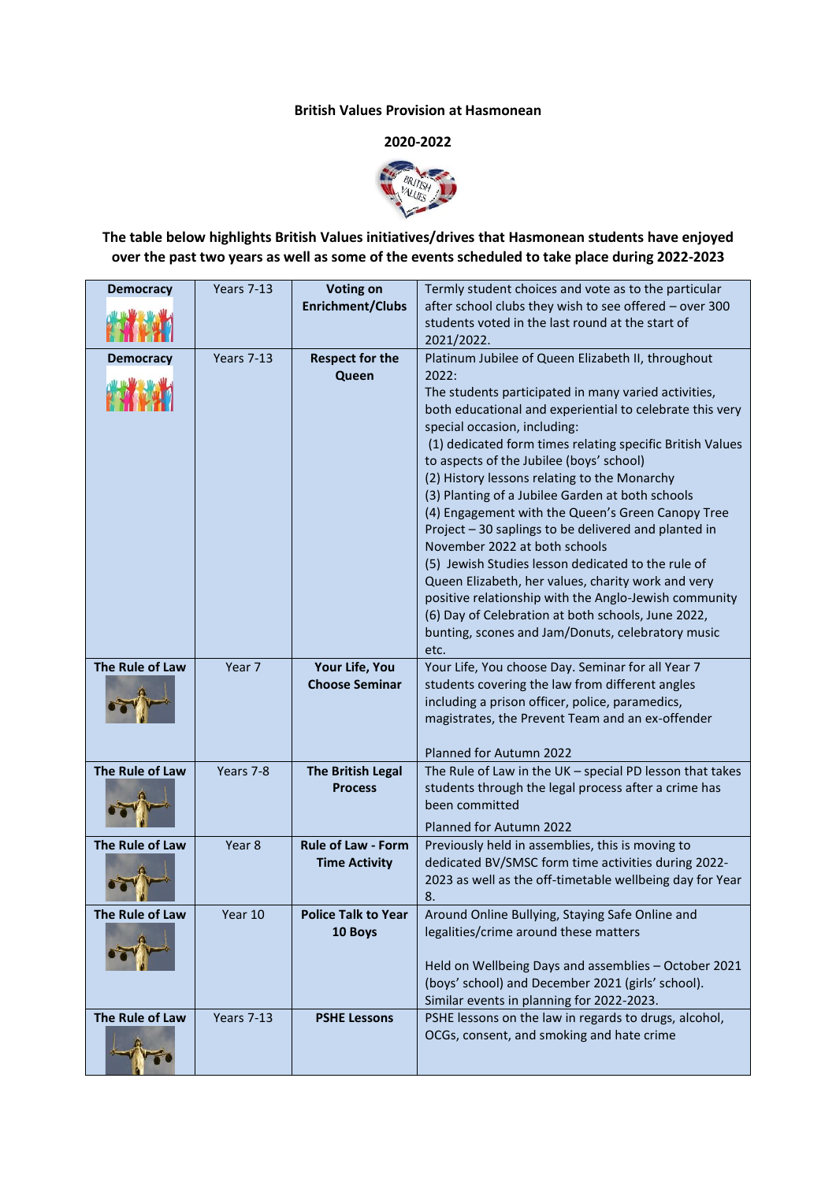**British Values Provision at Hasmonean**

**2020-2022**

**The table below highlights British Values initiatives/drives that Hasmonean students have enjoyed over the past two years as well as some of the events scheduled to take place during 2022-2023**

| | | | |
|---|---|---|---|
| **Democracy** | Years 7-13 | **Voting on Enrichment/Clubs** | Termly student choices and vote as to the particular after school clubs they wish to see offered – over 300 students voted in the last round at the start of 2021/2022. |
| **Democracy** | Years 7-13 | **Respect for the Queen** | Platinum Jubilee of Queen Elizabeth II, throughout 2022:<br>The students participated in many varied activities, both educational and experiential to celebrate this very special occasion, including:<br>(1) dedicated form times relating specific British Values to aspects of the Jubilee (boys' school)<br>(2) History lessons relating to the Monarchy<br>(3) Planting of a Jubilee Garden at both schools<br>(4) Engagement with the Queen's Green Canopy Tree Project – 30 saplings to be delivered and planted in November 2022 at both schools<br>(5) Jewish Studies lesson dedicated to the rule of Queen Elizabeth, her values, charity work and very positive relationship with the Anglo-Jewish community<br>(6) Day of Celebration at both schools, June 2022, bunting, scones and Jam/Donuts, celebratory music etc. |
| **The Rule of Law** | Year 7 | **Your Life, You Choose Seminar** | Your Life, You choose Day. Seminar for all Year 7 students covering the law from different angles including a prison officer, police, paramedics, magistrates, the Prevent Team and an ex-offender<br><br>Planned for Autumn 2022 |
| **The Rule of Law** | Years 7-8 | **The British Legal Process** | The Rule of Law in the UK – special PD lesson that takes students through the legal process after a crime has been committed<br><br>Planned for Autumn 2022 |
| **The Rule of Law** | Year 8 | **Rule of Law - Form Time Activity** | Previously held in assemblies, this is moving to dedicated BV/SMSC form time activities during 2022-2023 as well as the off-timetable wellbeing day for Year 8. |
| **The Rule of Law** | Year 10 | **Police Talk to Year 10 Boys** | Around Online Bullying, Staying Safe Online and legalities/crime around these matters<br><br>Held on Wellbeing Days and assemblies – October 2021 (boys' school) and December 2021 (girls' school). Similar events in planning for 2022-2023. |
| **The Rule of Law** | Years 7-13 | **PSHE Lessons** | PSHE lessons on the law in regards to drugs, alcohol, OCGs, consent, and smoking and hate crime |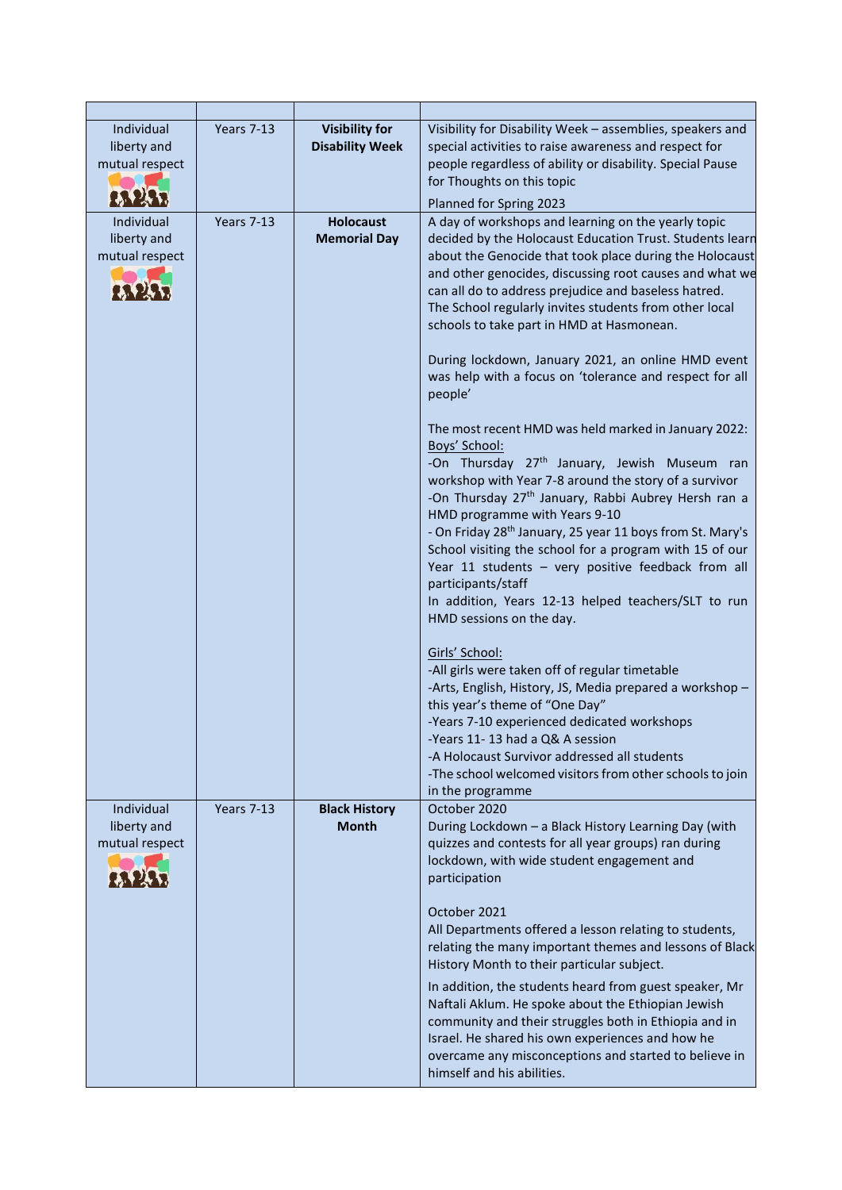| | | | |
|---|---|---|---|
| Individual liberty and mutual respect | Years 7-13 | **Visibility for Disability Week** | Visibility for Disability Week – assemblies, speakers and special activities to raise awareness and respect for people regardless of ability or disability. Special Pause for Thoughts on this topic<br><br>Planned for Spring 2023 |
| Individual liberty and mutual respect | Years 7-13 | **Holocaust Memorial Day** | A day of workshops and learning on the yearly topic decided by the Holocaust Education Trust. Students learn about the Genocide that took place during the Holocaust and other genocides, discussing root causes and what we can all do to address prejudice and baseless hatred. The School regularly invites students from other local schools to take part in HMD at Hasmonean.<br><br>During lockdown, January 2021, an online HMD event was help with a focus on 'tolerance and respect for all people'<br><br>The most recent HMD was held marked in January 2022:<br>Boys' School:<br>-On Thursday 27th January, Jewish Museum ran workshop with Year 7-8 around the story of a survivor<br>-On Thursday 27th January, Rabbi Aubrey Hersh ran a HMD programme with Years 9-10<br>- On Friday 28th January, 25 year 11 boys from St. Mary's School visiting the school for a program with 15 of our Year 11 students – very positive feedback from all participants/staff<br>In addition, Years 12-13 helped teachers/SLT to run HMD sessions on the day.<br><br>Girls' School:<br>-All girls were taken off of regular timetable<br>-Arts, English, History, JS, Media prepared a workshop – this year's theme of "One Day"<br>-Years 7-10 experienced dedicated workshops<br>-Years 11- 13 had a Q& A session<br>-A Holocaust Survivor addressed all students<br>-The school welcomed visitors from other schools to join in the programme |
| Individual liberty and mutual respect | Years 7-13 | **Black History Month** | October 2020<br>During Lockdown – a Black History Learning Day (with quizzes and contests for all year groups) ran during lockdown, with wide student engagement and participation<br><br>October 2021<br>All Departments offered a lesson relating to students, relating the many important themes and lessons of Black History Month to their particular subject.<br><br>In addition, the students heard from guest speaker, Mr Naftali Aklum. He spoke about the Ethiopian Jewish community and their struggles both in Ethiopia and in Israel. He shared his own experiences and how he overcame any misconceptions and started to believe in himself and his abilities. |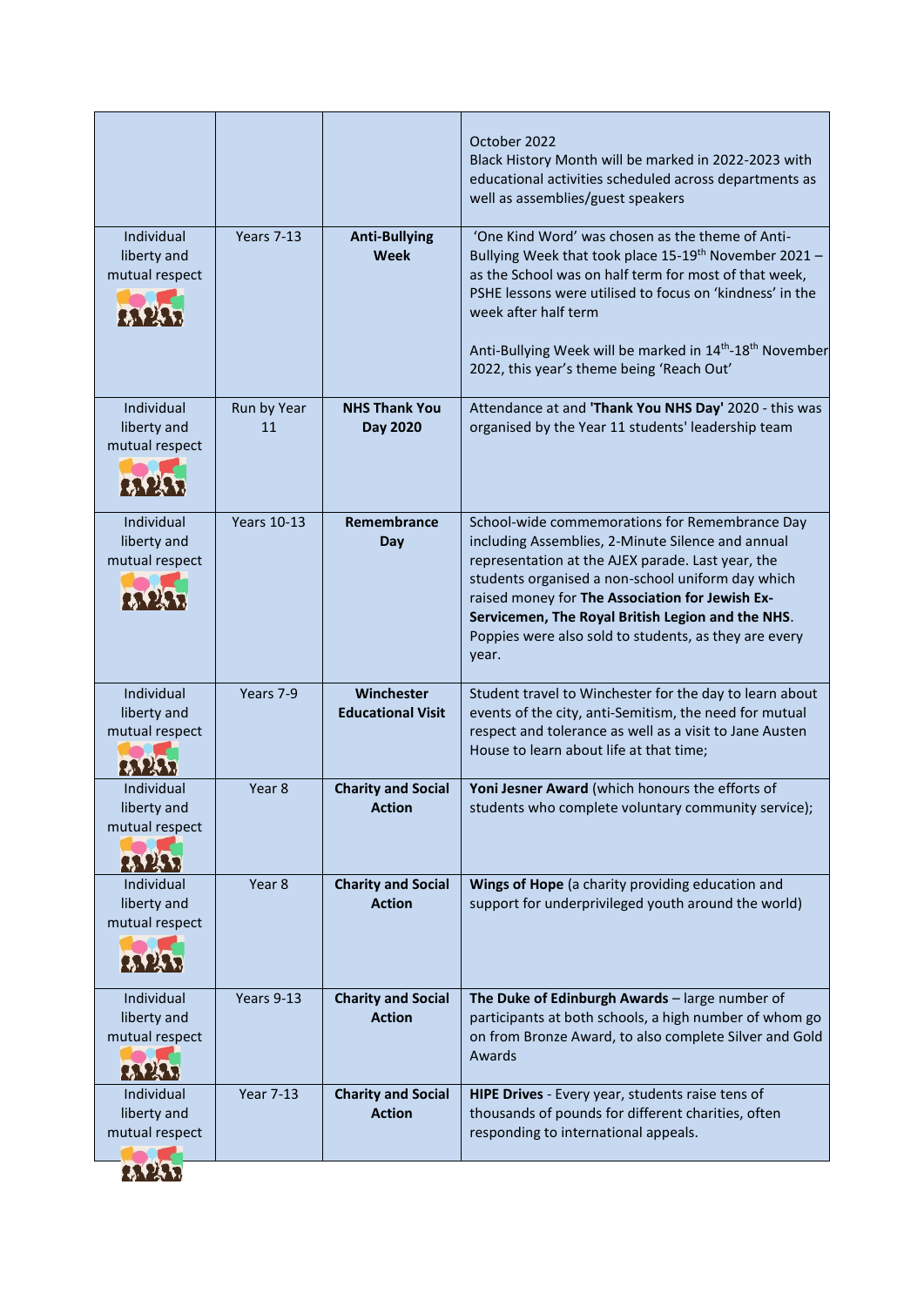| | | | |
|---|---|---|---|
| | | | October 2022<br>Black History Month will be marked in 2022-2023 with educational activities scheduled across departments as well as assemblies/guest speakers |
| Individual liberty and mutual respect | Years 7-13 | **Anti-Bullying Week** | 'One Kind Word' was chosen as the theme of Anti-Bullying Week that took place 15-19th November 2021 – as the School was on half term for most of that week, PSHE lessons were utilised to focus on 'kindness' in the week after half term<br><br>Anti-Bullying Week will be marked in 14th-18th November 2022, this year's theme being 'Reach Out' |
| Individual liberty and mutual respect | Run by Year 11 | **NHS Thank You Day 2020** | Attendance at and **'Thank You NHS Day'** 2020 - this was organised by the Year 11 students' leadership team |
| Individual liberty and mutual respect | Years 10-13 | **Remembrance Day** | School-wide commemorations for Remembrance Day including Assemblies, 2-Minute Silence and annual representation at the AJEX parade. Last year, the students organised a non-school uniform day which raised money for **The Association for Jewish Ex-Servicemen, The Royal British Legion and the NHS**. Poppies were also sold to students, as they are every year. |
| Individual liberty and mutual respect | Years 7-9 | **Winchester Educational Visit** | Student travel to Winchester for the day to learn about events of the city, anti-Semitism, the need for mutual respect and tolerance as well as a visit to Jane Austen House to learn about life at that time; |
| Individual liberty and mutual respect | Year 8 | **Charity and Social Action** | **Yoni Jesner Award** (which honours the efforts of students who complete voluntary community service); |
| Individual liberty and mutual respect | Year 8 | **Charity and Social Action** | **Wings of Hope** (a charity providing education and support for underprivileged youth around the world) |
| Individual liberty and mutual respect | Years 9-13 | **Charity and Social Action** | **The Duke of Edinburgh Awards** – large number of participants at both schools, a high number of whom go on from Bronze Award, to also complete Silver and Gold Awards |
| Individual liberty and mutual respect | Year 7-13 | **Charity and Social Action** | **HIPE Drives** - Every year, students raise tens of thousands of pounds for different charities, often responding to international appeals. |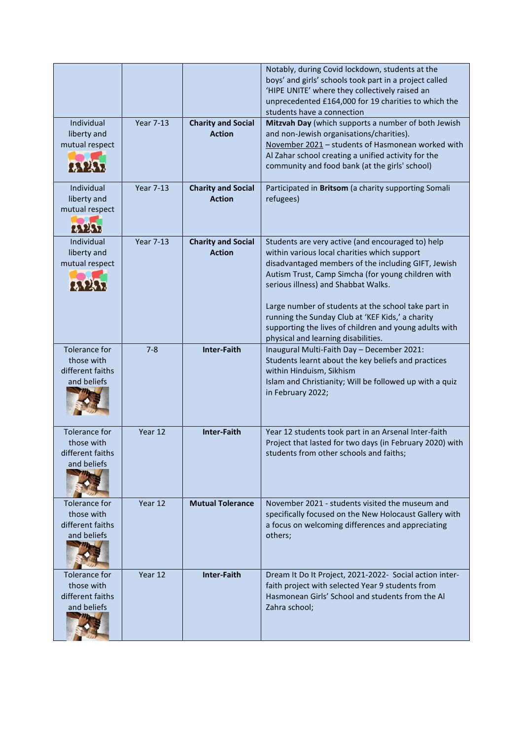| | | | |
|---|---|---|---|
| | | | Notably, during Covid lockdown, students at the boys' and girls' schools took part in a project called 'HIPE UNITE' where they collectively raised an unprecedented £164,000 for 19 charities to which the students have a connection |
| Individual liberty and mutual respect | Year 7-13 | **Charity and Social Action** | **Mitzvah Day** (which supports a number of both Jewish and non-Jewish organisations/charities).<br>November 2021 – students of Hasmonean worked with Al Zahar school creating a unified activity for the community and food bank (at the girls' school) |
| Individual liberty and mutual respect | Year 7-13 | **Charity and Social Action** | Participated in **Britsom** (a charity supporting Somali refugees) |
| Individual liberty and mutual respect | Year 7-13 | **Charity and Social Action** | Students are very active (and encouraged to) help within various local charities which support disadvantaged members of the including GIFT, Jewish Autism Trust, Camp Simcha (for young children with serious illness) and Shabbat Walks.<br><br>Large number of students at the school take part in running the Sunday Club at 'KEF Kids,' a charity supporting the lives of children and young adults with physical and learning disabilities. |
| Tolerance for those with different faiths and beliefs | 7-8 | **Inter-Faith** | Inaugural Multi-Faith Day – December 2021: Students learnt about the key beliefs and practices within Hinduism, Sikhism<br>Islam and Christianity; Will be followed up with a quiz in February 2022; |
| Tolerance for those with different faiths and beliefs | Year 12 | **Inter-Faith** | Year 12 students took part in an Arsenal Inter-faith Project that lasted for two days (in February 2020) with students from other schools and faiths; |
| Tolerance for those with different faiths and beliefs | Year 12 | **Mutual Tolerance** | November 2021 - students visited the museum and specifically focused on the New Holocaust Gallery with a focus on welcoming differences and appreciating others; |
| Tolerance for those with different faiths and beliefs | Year 12 | **Inter-Faith** | Dream It Do It Project, 2021-2022- Social action inter-faith project with selected Year 9 students from Hasmonean Girls' School and students from the Al Zahra school; |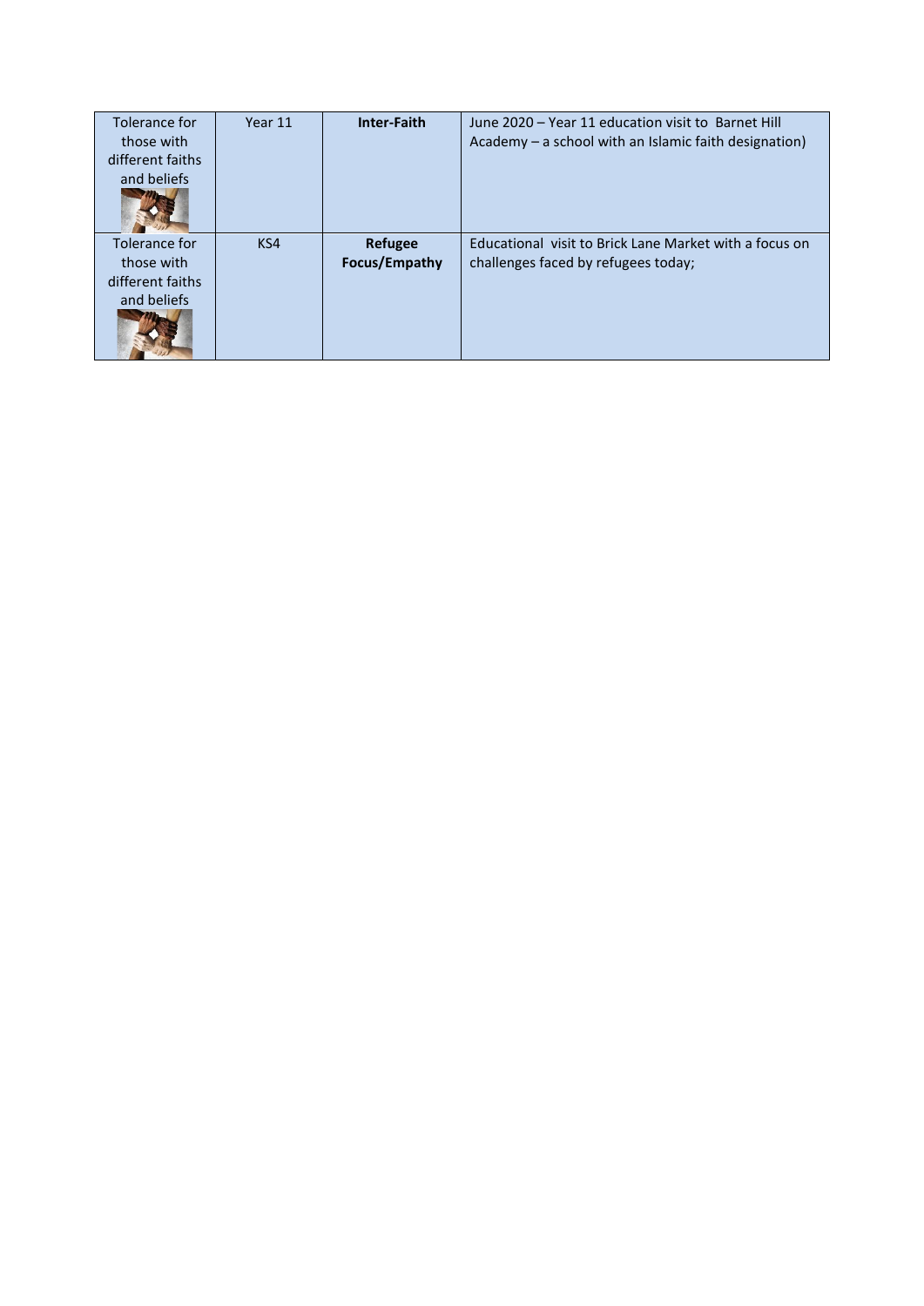| | | | |
|---|---|---|---|
| Tolerance for those with different faiths and beliefs | Year 11 | **Inter-Faith** | June 2020 – Year 11 education visit to Barnet Hill Academy – a school with an Islamic faith designation) |
| Tolerance for those with different faiths and beliefs | KS4 | **Refugee Focus/Empathy** | Educational visit to Brick Lane Market with a focus on challenges faced by refugees today; |